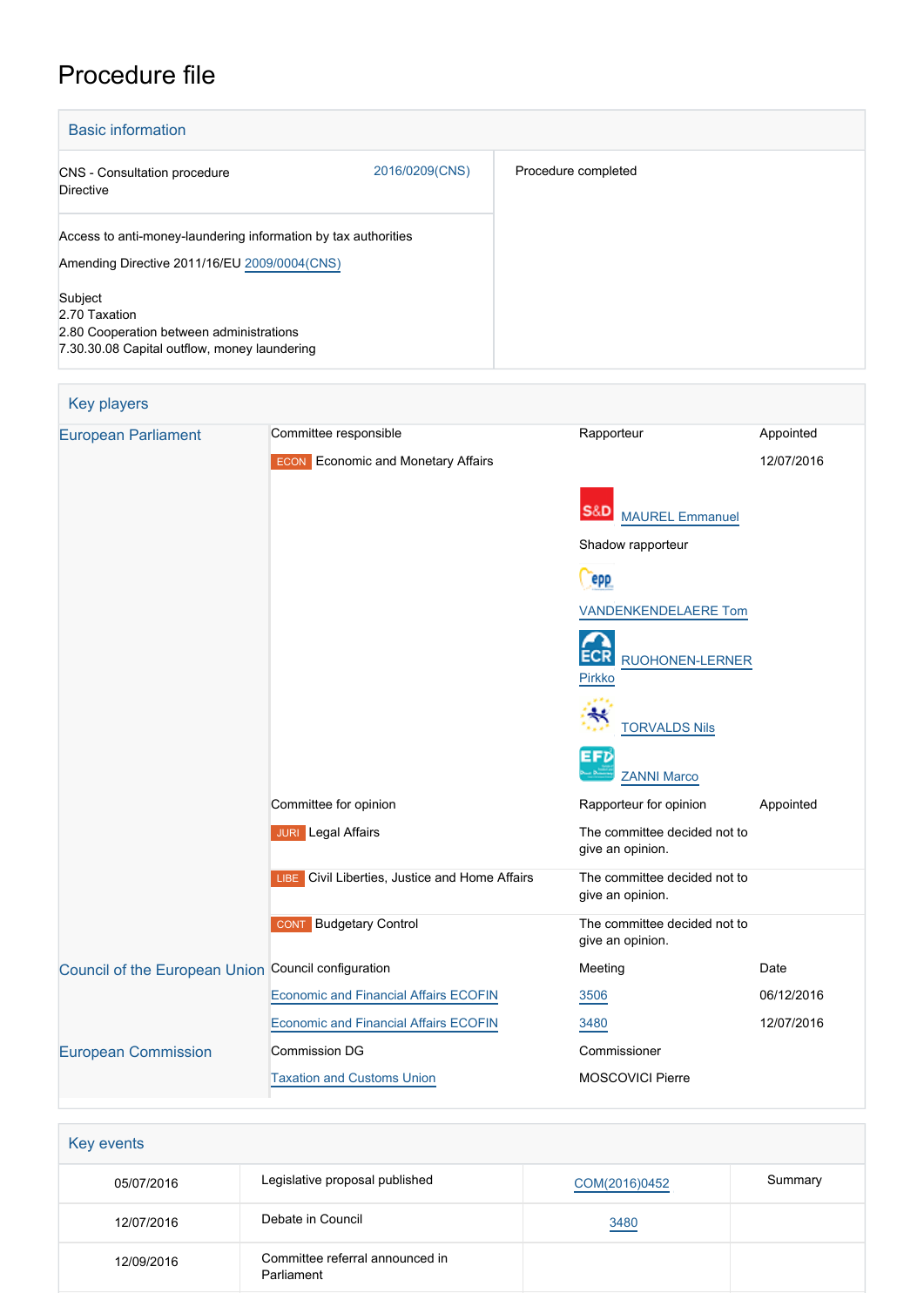# Procedure file

## Basic information

| | | |
|---|---|---|
| CNS - Consultation procedure<br>Directive | 2016/0209(CNS) | Procedure completed |
| Access to anti-money-laundering information by tax authorities<br><br>Amending Directive 2011/16/EU 2009/0004(CNS)<br><br>Subject<br>2.70 Taxation<br>2.80 Cooperation between administrations<br>7.30.30.08 Capital outflow, money laundering | | |

## Key players

| | | | |
|---|---|---|---|
| European Parliament | Committee responsible | Rapporteur | Appointed |
| | ECON Economic and Monetary Affairs | | 12/07/2016 |
| | | S&D MAUREL Emmanuel | |
| | | Shadow rapporteur | |
| | | EPP VANDENKENDELAERE Tom | |
| | | ECR RUOHONEN-LERNER Pirkko | |
| | | TORVALDS Nils | |
| | | EFD ZANNI Marco | |
| | Committee for opinion | Rapporteur for opinion | Appointed |
| | JURI Legal Affairs | The committee decided not to give an opinion. | |
| | LIBE Civil Liberties, Justice and Home Affairs | The committee decided not to give an opinion. | |
| | CONT Budgetary Control | The committee decided not to give an opinion. | |
| Council of the European Union | Council configuration | Meeting | Date |
| | Economic and Financial Affairs ECOFIN | 3506 | 06/12/2016 |
| | Economic and Financial Affairs ECOFIN | 3480 | 12/07/2016 |
| European Commission | Commission DG | Commissioner | |
| | Taxation and Customs Union | MOSCOVICI Pierre | |

## Key events

| | | | |
|---|---|---|---|
| 05/07/2016 | Legislative proposal published | COM(2016)0452 | Summary |
| 12/07/2016 | Debate in Council | 3480 | |
| 12/09/2016 | Committee referral announced in Parliament | | |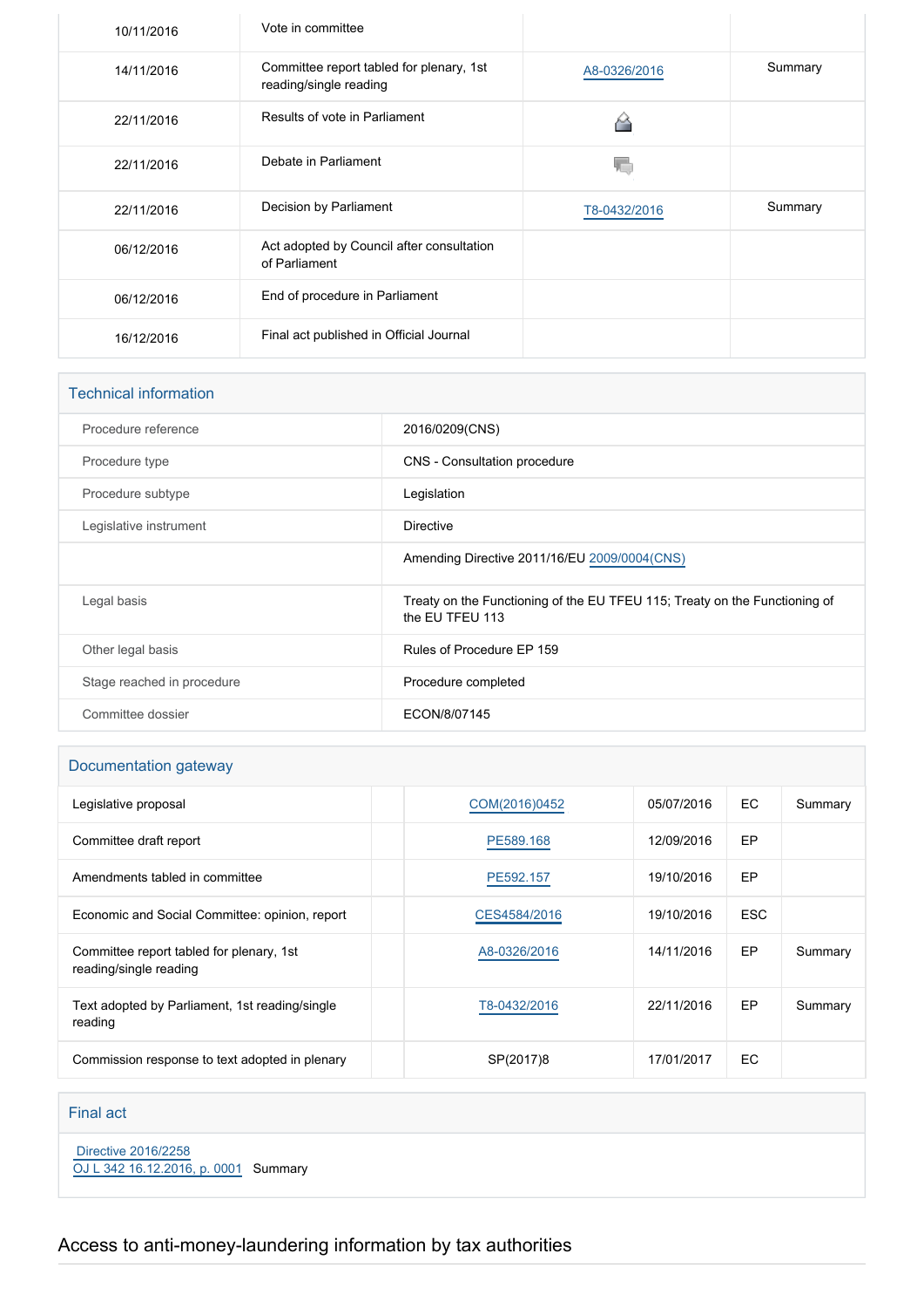| | | | |
|---|---|---|---|
| 10/11/2016 | Vote in committee | | |
| 14/11/2016 | Committee report tabled for plenary, 1st reading/single reading | A8-0326/2016 | Summary |
| 22/11/2016 | Results of vote in Parliament | | |
| 22/11/2016 | Debate in Parliament | | |
| 22/11/2016 | Decision by Parliament | T8-0432/2016 | Summary |
| 06/12/2016 | Act adopted by Council after consultation of Parliament | | |
| 06/12/2016 | End of procedure in Parliament | | |
| 16/12/2016 | Final act published in Official Journal | | |

## Technical information

| | |
|---|---|
| Procedure reference | 2016/0209(CNS) |
| Procedure type | CNS - Consultation procedure |
| Procedure subtype | Legislation |
| Legislative instrument | Directive |
| | Amending Directive 2011/16/EU 2009/0004(CNS) |
| Legal basis | Treaty on the Functioning of the EU TFEU 115; Treaty on the Functioning of the EU TFEU 113 |
| Other legal basis | Rules of Procedure EP 159 |
| Stage reached in procedure | Procedure completed |
| Committee dossier | ECON/8/07145 |

## Documentation gateway

| | | | | | |
|---|---|---|---|---|---|
| Legislative proposal | | COM(2016)0452 | 05/07/2016 | EC | Summary |
| Committee draft report | | PE589.168 | 12/09/2016 | EP | |
| Amendments tabled in committee | | PE592.157 | 19/10/2016 | EP | |
| Economic and Social Committee: opinion, report | | CES4584/2016 | 19/10/2016 | ESC | |
| Committee report tabled for plenary, 1st reading/single reading | | A8-0326/2016 | 14/11/2016 | EP | Summary |
| Text adopted by Parliament, 1st reading/single reading | | T8-0432/2016 | 22/11/2016 | EP | Summary |
| Commission response to text adopted in plenary | | SP(2017)8 | 17/01/2017 | EC | |

## Final act

Directive 2016/2258
OJ L 342 16.12.2016, p. 0001 Summary

# Access to anti-money-laundering information by tax authorities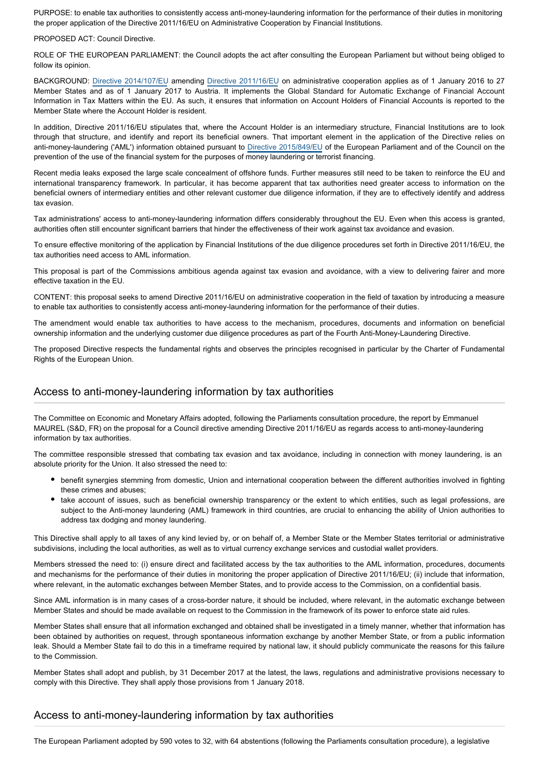PURPOSE: to enable tax authorities to consistently access anti-money-laundering information for the performance of their duties in monitoring the proper application of the Directive 2011/16/EU on Administrative Cooperation by Financial Institutions.

PROPOSED ACT: Council Directive.

ROLE OF THE EUROPEAN PARLIAMENT: the Council adopts the act after consulting the European Parliament but without being obliged to follow its opinion.

BACKGROUND: Directive 2014/107/EU amending Directive 2011/16/EU on administrative cooperation applies as of 1 January 2016 to 27 Member States and as of 1 January 2017 to Austria. It implements the Global Standard for Automatic Exchange of Financial Account Information in Tax Matters within the EU. As such, it ensures that information on Account Holders of Financial Accounts is reported to the Member State where the Account Holder is resident.

In addition, Directive 2011/16/EU stipulates that, where the Account Holder is an intermediary structure, Financial Institutions are to look through that structure, and identify and report its beneficial owners. That important element in the application of the Directive relies on anti-money-laundering ('AML') information obtained pursuant to Directive 2015/849/EU of the European Parliament and of the Council on the prevention of the use of the financial system for the purposes of money laundering or terrorist financing.

Recent media leaks exposed the large scale concealment of offshore funds. Further measures still need to be taken to reinforce the EU and international transparency framework. In particular, it has become apparent that tax authorities need greater access to information on the beneficial owners of intermediary entities and other relevant customer due diligence information, if they are to effectively identify and address tax evasion.

Tax administrations' access to anti-money-laundering information differs considerably throughout the EU. Even when this access is granted, authorities often still encounter significant barriers that hinder the effectiveness of their work against tax avoidance and evasion.

To ensure effective monitoring of the application by Financial Institutions of the due diligence procedures set forth in Directive 2011/16/EU, the tax authorities need access to AML information.

This proposal is part of the Commissions ambitious agenda against tax evasion and avoidance, with a view to delivering fairer and more effective taxation in the EU.

CONTENT: this proposal seeks to amend Directive 2011/16/EU on administrative cooperation in the field of taxation by introducing a measure to enable tax authorities to consistently access anti-money-laundering information for the performance of their duties.

The amendment would enable tax authorities to have access to the mechanism, procedures, documents and information on beneficial ownership information and the underlying customer due diligence procedures as part of the Fourth Anti-Money-Laundering Directive.

The proposed Directive respects the fundamental rights and observes the principles recognised in particular by the Charter of Fundamental Rights of the European Union.

## Access to anti-money-laundering information by tax authorities

The Committee on Economic and Monetary Affairs adopted, following the Parliaments consultation procedure, the report by Emmanuel MAUREL (S&D, FR) on the proposal for a Council directive amending Directive 2011/16/EU as regards access to anti-money-laundering information by tax authorities.

The committee responsible stressed that combating tax evasion and tax avoidance, including in connection with money laundering, is an absolute priority for the Union. It also stressed the need to:

- benefit synergies stemming from domestic, Union and international cooperation between the different authorities involved in fighting these crimes and abuses;
- take account of issues, such as beneficial ownership transparency or the extent to which entities, such as legal professions, are subject to the Anti-money laundering (AML) framework in third countries, are crucial to enhancing the ability of Union authorities to address tax dodging and money laundering.

This Directive shall apply to all taxes of any kind levied by, or on behalf of, a Member State or the Member States territorial or administrative subdivisions, including the local authorities, as well as to virtual currency exchange services and custodial wallet providers.

Members stressed the need to: (i) ensure direct and facilitated access by the tax authorities to the AML information, procedures, documents and mechanisms for the performance of their duties in monitoring the proper application of Directive 2011/16/EU; (ii) include that information, where relevant, in the automatic exchanges between Member States, and to provide access to the Commission, on a confidential basis.

Since AML information is in many cases of a cross-border nature, it should be included, where relevant, in the automatic exchange between Member States and should be made available on request to the Commission in the framework of its power to enforce state aid rules.

Member States shall ensure that all information exchanged and obtained shall be investigated in a timely manner, whether that information has been obtained by authorities on request, through spontaneous information exchange by another Member State, or from a public information leak. Should a Member State fail to do this in a timeframe required by national law, it should publicly communicate the reasons for this failure to the Commission.

Member States shall adopt and publish, by 31 December 2017 at the latest, the laws, regulations and administrative provisions necessary to comply with this Directive. They shall apply those provisions from 1 January 2018.

## Access to anti-money-laundering information by tax authorities

The European Parliament adopted by 590 votes to 32, with 64 abstentions (following the Parliaments consultation procedure), a legislative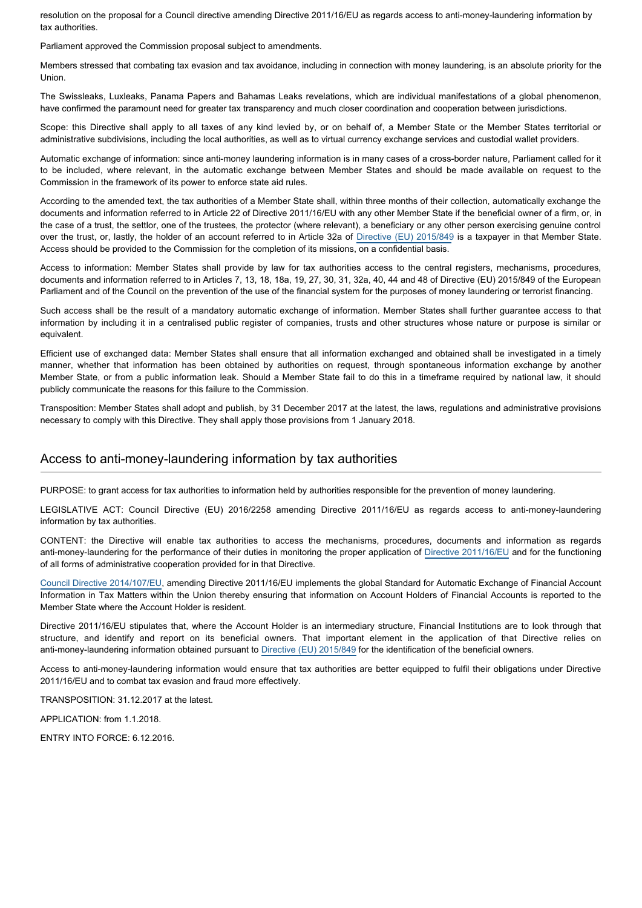resolution on the proposal for a Council directive amending Directive 2011/16/EU as regards access to anti-money-laundering information by tax authorities.

Parliament approved the Commission proposal subject to amendments.

Members stressed that combating tax evasion and tax avoidance, including in connection with money laundering, is an absolute priority for the Union.

The Swissleaks, Luxleaks, Panama Papers and Bahamas Leaks revelations, which are individual manifestations of a global phenomenon, have confirmed the paramount need for greater tax transparency and much closer coordination and cooperation between jurisdictions.

Scope: this Directive shall apply to all taxes of any kind levied by, or on behalf of, a Member State or the Member States territorial or administrative subdivisions, including the local authorities, as well as to virtual currency exchange services and custodial wallet providers.

Automatic exchange of information: since anti-money laundering information is in many cases of a cross-border nature, Parliament called for it to be included, where relevant, in the automatic exchange between Member States and should be made available on request to the Commission in the framework of its power to enforce state aid rules.

According to the amended text, the tax authorities of a Member State shall, within three months of their collection, automatically exchange the documents and information referred to in Article 22 of Directive 2011/16/EU with any other Member State if the beneficial owner of a firm, or, in the case of a trust, the settlor, one of the trustees, the protector (where relevant), a beneficiary or any other person exercising genuine control over the trust, or, lastly, the holder of an account referred to in Article 32a of Directive (EU) 2015/849 is a taxpayer in that Member State. Access should be provided to the Commission for the completion of its missions, on a confidential basis.

Access to information: Member States shall provide by law for tax authorities access to the central registers, mechanisms, procedures, documents and information referred to in Articles 7, 13, 18, 18a, 19, 27, 30, 31, 32a, 40, 44 and 48 of Directive (EU) 2015/849 of the European Parliament and of the Council on the prevention of the use of the financial system for the purposes of money laundering or terrorist financing.

Such access shall be the result of a mandatory automatic exchange of information. Member States shall further guarantee access to that information by including it in a centralised public register of companies, trusts and other structures whose nature or purpose is similar or equivalent.

Efficient use of exchanged data: Member States shall ensure that all information exchanged and obtained shall be investigated in a timely manner, whether that information has been obtained by authorities on request, through spontaneous information exchange by another Member State, or from a public information leak. Should a Member State fail to do this in a timeframe required by national law, it should publicly communicate the reasons for this failure to the Commission.

Transposition: Member States shall adopt and publish, by 31 December 2017 at the latest, the laws, regulations and administrative provisions necessary to comply with this Directive. They shall apply those provisions from 1 January 2018.

## Access to anti-money-laundering information by tax authorities

PURPOSE: to grant access for tax authorities to information held by authorities responsible for the prevention of money laundering.

LEGISLATIVE ACT: Council Directive (EU) 2016/2258 amending Directive 2011/16/EU as regards access to anti-money-laundering information by tax authorities.

CONTENT: the Directive will enable tax authorities to access the mechanisms, procedures, documents and information as regards anti-money-laundering for the performance of their duties in monitoring the proper application of Directive 2011/16/EU and for the functioning of all forms of administrative cooperation provided for in that Directive.

Council Directive 2014/107/EU, amending Directive 2011/16/EU implements the global Standard for Automatic Exchange of Financial Account Information in Tax Matters within the Union thereby ensuring that information on Account Holders of Financial Accounts is reported to the Member State where the Account Holder is resident.

Directive 2011/16/EU stipulates that, where the Account Holder is an intermediary structure, Financial Institutions are to look through that structure, and identify and report on its beneficial owners. That important element in the application of that Directive relies on anti-money-laundering information obtained pursuant to Directive (EU) 2015/849 for the identification of the beneficial owners.

Access to anti-money-laundering information would ensure that tax authorities are better equipped to fulfil their obligations under Directive 2011/16/EU and to combat tax evasion and fraud more effectively.

TRANSPOSITION: 31.12.2017 at the latest.

APPLICATION: from 1.1.2018.

ENTRY INTO FORCE: 6.12.2016.